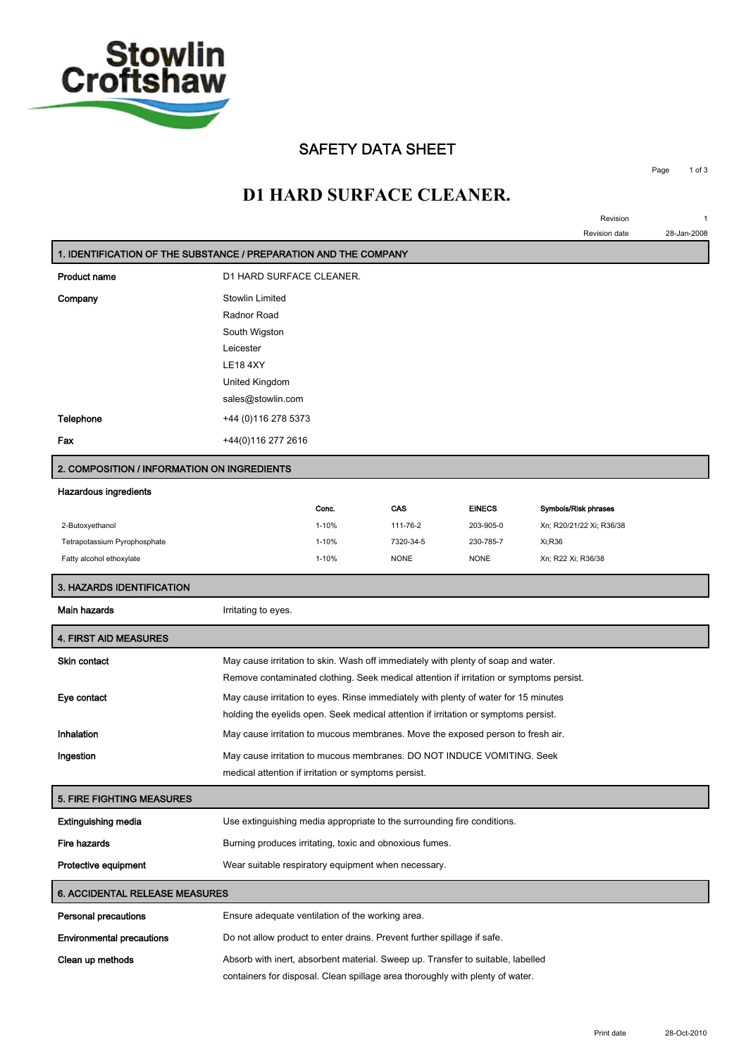Stowlin Croftshaw

# SAFETY DATA SHEET

# D1 HARD SURFACE CLEANER.

Revision 1

Revision date 28-Jan-2008

## 1. IDENTIFICATION OF THE SUBSTANCE / PREPARATION AND THE COMPANY

**Product name** D1 HARD SURFACE CLEANER.

**Company** Stowlin Limited
Radnor Road
South Wigston
Leicester
LE18 4XY
United Kingdom
sales@stowlin.com

**Telephone** +44 (0)116 278 5373

**Fax** +44(0)116 277 2616

## 2. COMPOSITION / INFORMATION ON INGREDIENTS

**Hazardous ingredients**

| | Conc. | CAS | EINECS | Symbols/Risk phrases |
|---|---|---|---|---|
| 2-Butoxyethanol | 1-10% | 111-76-2 | 203-905-0 | Xn; R20/21/22 Xi; R36/38 |
| Tetrapotassium Pyrophosphate | 1-10% | 7320-34-5 | 230-785-7 | Xi;R36 |
| Fatty alcohol ethoxylate | 1-10% | NONE | NONE | Xn; R22 Xi; R36/38 |

## 3. HAZARDS IDENTIFICATION

**Main hazards** Irritating to eyes.

## 4. FIRST AID MEASURES

**Skin contact** May cause irritation to skin. Wash off immediately with plenty of soap and water. Remove contaminated clothing. Seek medical attention if irritation or symptoms persist.

**Eye contact** May cause irritation to eyes. Rinse immediately with plenty of water for 15 minutes holding the eyelids open. Seek medical attention if irritation or symptoms persist.

**Inhalation** May cause irritation to mucous membranes. Move the exposed person to fresh air.

**Ingestion** May cause irritation to mucous membranes. DO NOT INDUCE VOMITING. Seek medical attention if irritation or symptoms persist.

## 5. FIRE FIGHTING MEASURES

**Extinguishing media** Use extinguishing media appropriate to the surrounding fire conditions.

**Fire hazards** Burning produces irritating, toxic and obnoxious fumes.

**Protective equipment** Wear suitable respiratory equipment when necessary.

## 6. ACCIDENTAL RELEASE MEASURES

**Personal precautions** Ensure adequate ventilation of the working area.

**Environmental precautions** Do not allow product to enter drains. Prevent further spillage if safe.

**Clean up methods** Absorb with inert, absorbent material. Sweep up. Transfer to suitable, labelled containers for disposal. Clean spillage area thoroughly with plenty of water.

Print date 28-Oct-2010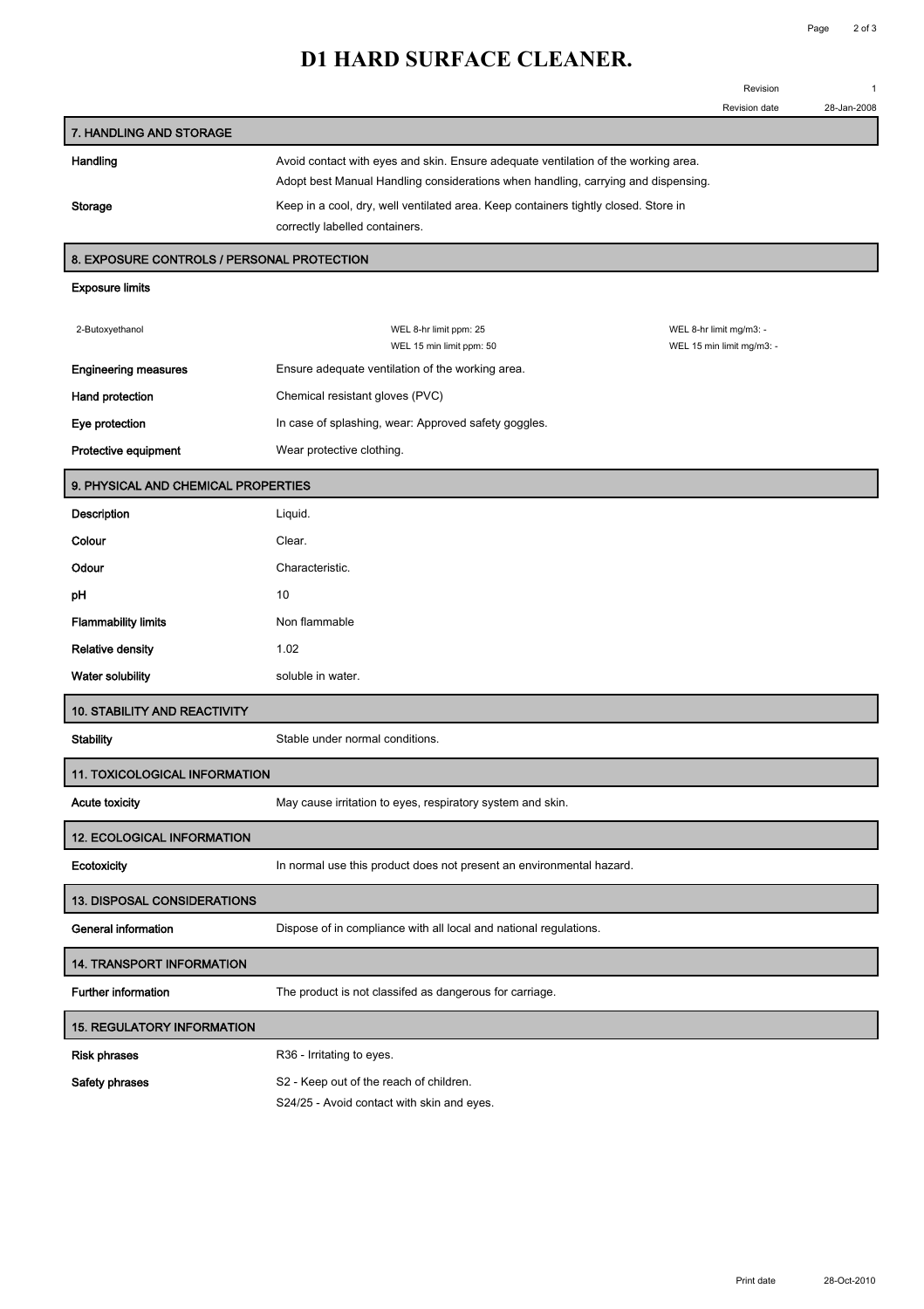# D1 HARD SURFACE CLEANER.

Revision 1
Revision date 28-Jan-2008

## 7. HANDLING AND STORAGE

**Handling**
Avoid contact with eyes and skin. Ensure adequate ventilation of the working area.
Adopt best Manual Handling considerations when handling, carrying and dispensing.

**Storage**
Keep in a cool, dry, well ventilated area. Keep containers tightly closed. Store in correctly labelled containers.

## 8. EXPOSURE CONTROLS / PERSONAL PROTECTION

**Exposure limits**

| | | |
|---|---|---|
| 2-Butoxyethanol | WEL 8-hr limit ppm: 25<br>WEL 15 min limit ppm: 50 | WEL 8-hr limit mg/m3: -<br>WEL 15 min limit mg/m3: - |

**Engineering measures**
Ensure adequate ventilation of the working area.

**Hand protection**
Chemical resistant gloves (PVC)

**Eye protection**
In case of splashing, wear: Approved safety goggles.

**Protective equipment**
Wear protective clothing.

## 9. PHYSICAL AND CHEMICAL PROPERTIES

**Description**
Liquid.

**Colour**
Clear.

**Odour**
Characteristic.

**pH**
10

**Flammability limits**
Non flammable

**Relative density**
1.02

**Water solubility**
soluble in water.

## 10. STABILITY AND REACTIVITY

**Stability**
Stable under normal conditions.

## 11. TOXICOLOGICAL INFORMATION

**Acute toxicity**
May cause irritation to eyes, respiratory system and skin.

## 12. ECOLOGICAL INFORMATION

**Ecotoxicity**
In normal use this product does not present an environmental hazard.

## 13. DISPOSAL CONSIDERATIONS

**General information**
Dispose of in compliance with all local and national regulations.

## 14. TRANSPORT INFORMATION

**Further information**
The product is not classifed as dangerous for carriage.

## 15. REGULATORY INFORMATION

**Risk phrases**
R36 - Irritating to eyes.

**Safety phrases**
S2 - Keep out of the reach of children.
S24/25 - Avoid contact with skin and eyes.

Print date 28-Oct-2010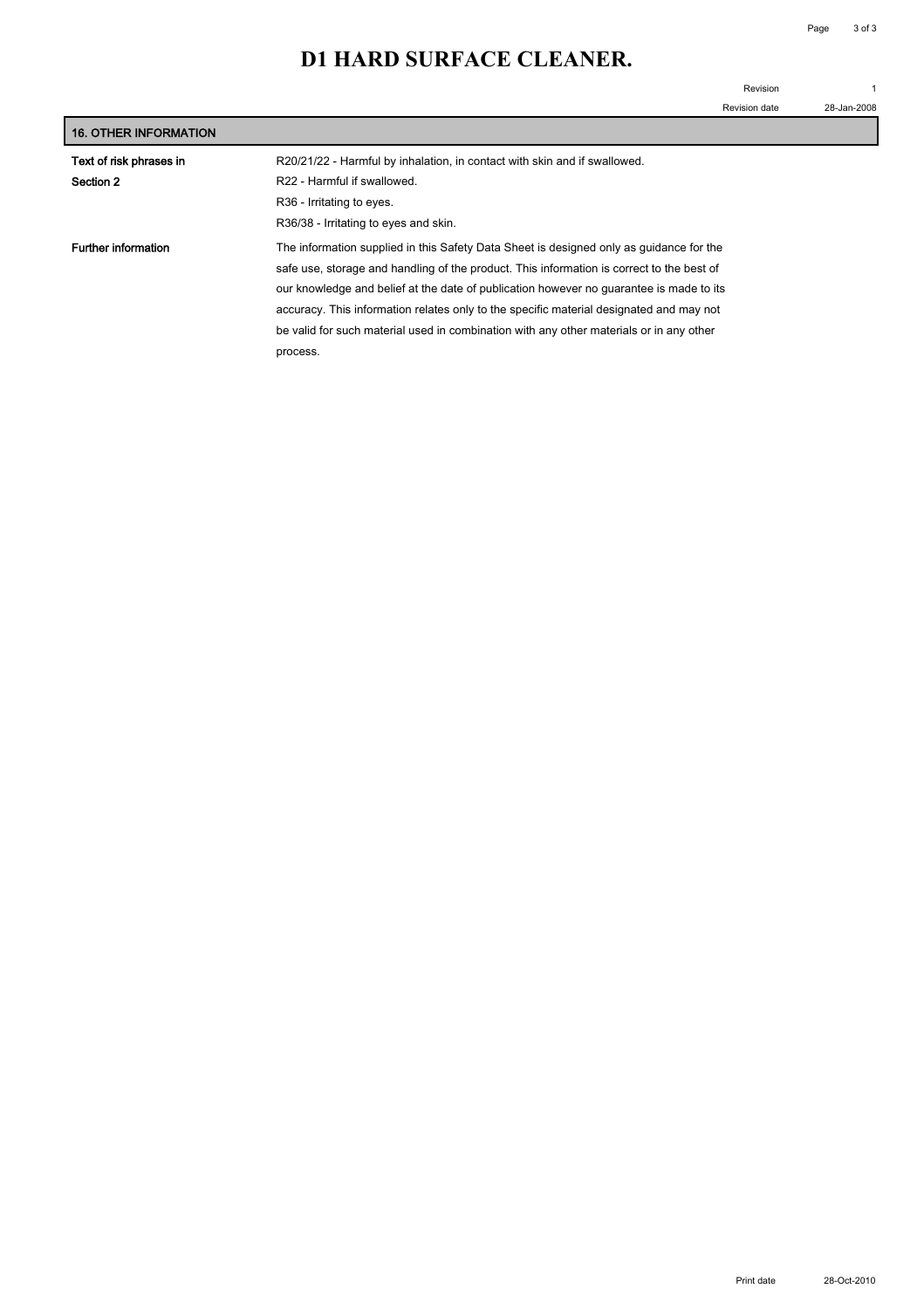# D1 HARD SURFACE CLEANER.

Revision 1

Revision date 28-Jan-2008

## 16. OTHER INFORMATION

| | |
|---|---|
| **Text of risk phrases in Section 2** | R20/21/22 - Harmful by inhalation, in contact with skin and if swallowed.<br>R22 - Harmful if swallowed.<br>R36 - Irritating to eyes.<br>R36/38 - Irritating to eyes and skin. |
| **Further information** | The information supplied in this Safety Data Sheet is designed only as guidance for the safe use, storage and handling of the product. This information is correct to the best of our knowledge and belief at the date of publication however no guarantee is made to its accuracy. This information relates only to the specific material designated and may not be valid for such material used in combination with any other materials or in any other process. |

Print date 28-Oct-2010